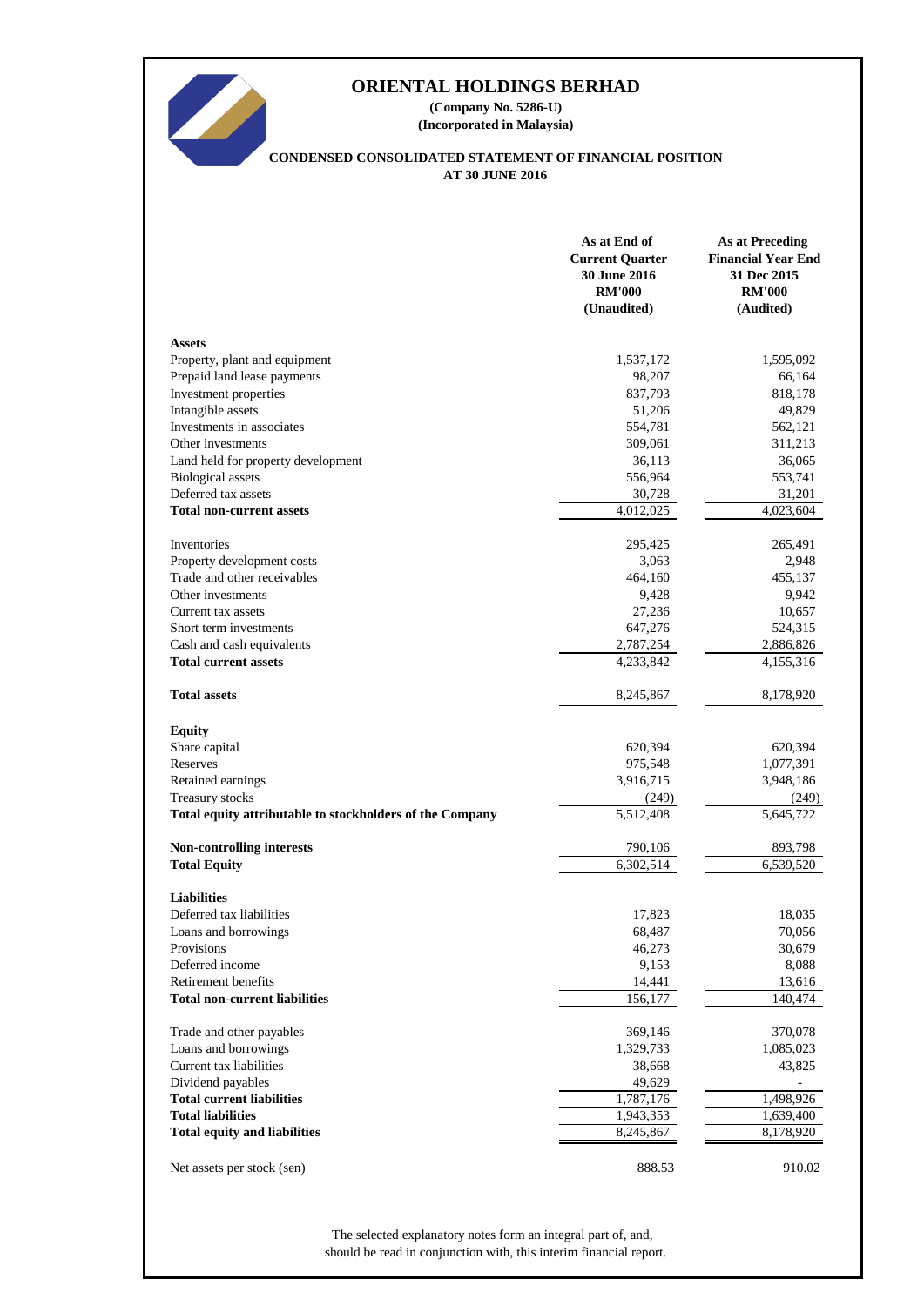# ORIENTAL HOLDINGS BERHAD

**(Company No. 5286-U)**
**(Incorporated in Malaysia)**

## CONDENSED CONSOLIDATED STATEMENT OF FINANCIAL POSITION AT 30 JUNE 2016

| | As at End of Current Quarter 30 June 2016 RM'000 (Unaudited) | As at Preceding Financial Year End 31 Dec 2015 RM'000 (Audited) |
|---|---|---|
| **Assets** | | |
| Property, plant and equipment | 1,537,172 | 1,595,092 |
| Prepaid land lease payments | 98,207 | 66,164 |
| Investment properties | 837,793 | 818,178 |
| Intangible assets | 51,206 | 49,829 |
| Investments in associates | 554,781 | 562,121 |
| Other investments | 309,061 | 311,213 |
| Land held for property development | 36,113 | 36,065 |
| Biological assets | 556,964 | 553,741 |
| Deferred tax assets | 30,728 | 31,201 |
| **Total non-current assets** | 4,012,025 | 4,023,604 |
| | | |
| Inventories | 295,425 | 265,491 |
| Property development costs | 3,063 | 2,948 |
| Trade and other receivables | 464,160 | 455,137 |
| Other investments | 9,428 | 9,942 |
| Current tax assets | 27,236 | 10,657 |
| Short term investments | 647,276 | 524,315 |
| Cash and cash equivalents | 2,787,254 | 2,886,826 |
| **Total current assets** | 4,233,842 | 4,155,316 |
| | | |
| **Total assets** | 8,245,867 | 8,178,920 |
| | | |
| **Equity** | | |
| Share capital | 620,394 | 620,394 |
| Reserves | 975,548 | 1,077,391 |
| Retained earnings | 3,916,715 | 3,948,186 |
| Treasury stocks | (249) | (249) |
| **Total equity attributable to stockholders of the Company** | 5,512,408 | 5,645,722 |
| | | |
| **Non-controlling interests** | 790,106 | 893,798 |
| **Total Equity** | 6,302,514 | 6,539,520 |
| | | |
| **Liabilities** | | |
| Deferred tax liabilities | 17,823 | 18,035 |
| Loans and borrowings | 68,487 | 70,056 |
| Provisions | 46,273 | 30,679 |
| Deferred income | 9,153 | 8,088 |
| Retirement benefits | 14,441 | 13,616 |
| **Total non-current liabilities** | 156,177 | 140,474 |
| | | |
| Trade and other payables | 369,146 | 370,078 |
| Loans and borrowings | 1,329,733 | 1,085,023 |
| Current tax liabilities | 38,668 | 43,825 |
| Dividend payables | 49,629 | - |
| **Total current liabilities** | 1,787,176 | 1,498,926 |
| **Total liabilities** | 1,943,353 | 1,639,400 |
| **Total equity and liabilities** | 8,245,867 | 8,178,920 |
| | | |
| Net assets per stock (sen) | 888.53 | 910.02 |

The selected explanatory notes form an integral part of, and, should be read in conjunction with, this interim financial report.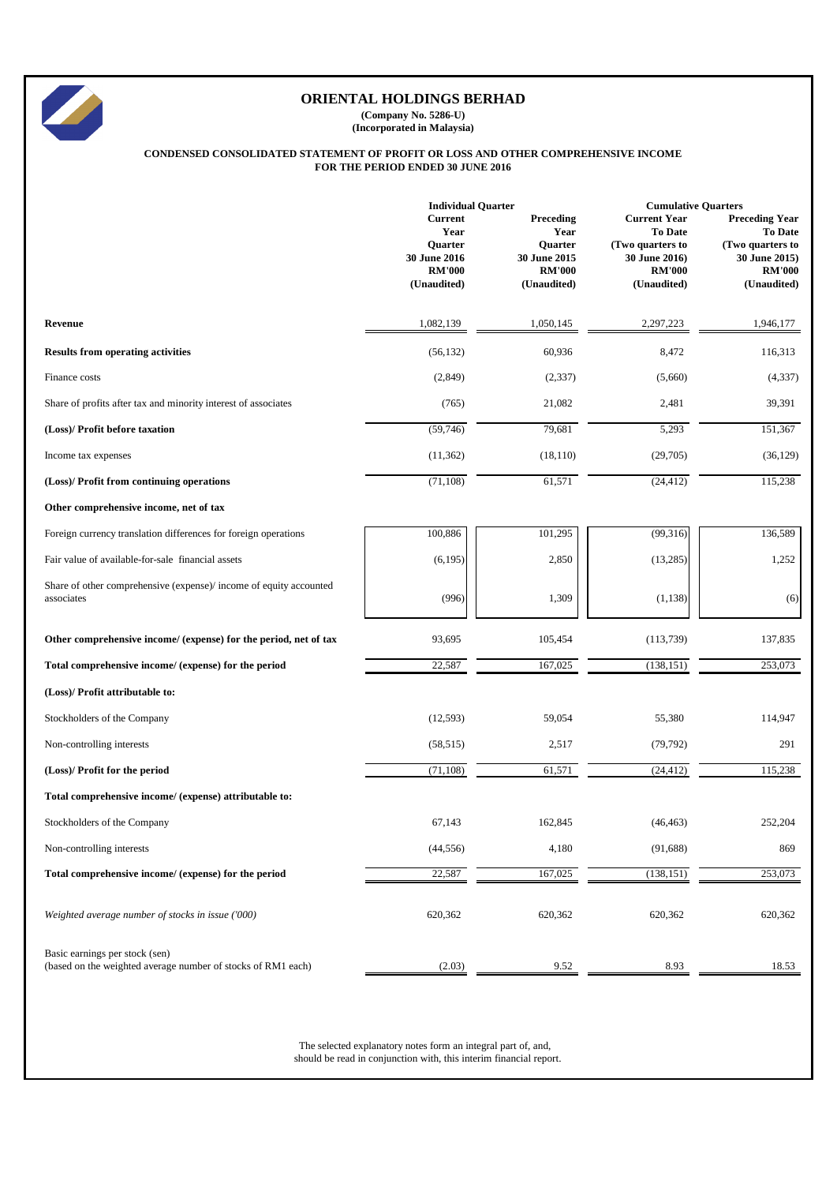# ORIENTAL HOLDINGS BERHAD

**(Company No. 5286-U)**
**(Incorporated in Malaysia)**

**CONDENSED CONSOLIDATED STATEMENT OF PROFIT OR LOSS AND OTHER COMPREHENSIVE INCOME**
**FOR THE PERIOD ENDED 30 JUNE 2016**

| | Individual Quarter | | Cumulative Quarters | |
|---|---|---|---|---|
| | Current Year Quarter 30 June 2016 RM'000 (Unaudited) | Preceding Year Quarter 30 June 2015 RM'000 (Unaudited) | Current Year To Date (Two quarters to 30 June 2016) RM'000 (Unaudited) | Preceding Year To Date (Two quarters to 30 June 2015) RM'000 (Unaudited) |
| **Revenue** | 1,082,139 | 1,050,145 | 2,297,223 | 1,946,177 |
| **Results from operating activities** | (56,132) | 60,936 | 8,472 | 116,313 |
| Finance costs | (2,849) | (2,337) | (5,660) | (4,337) |
| Share of profits after tax and minority interest of associates | (765) | 21,082 | 2,481 | 39,391 |
| **(Loss)/ Profit before taxation** | (59,746) | 79,681 | 5,293 | 151,367 |
| Income tax expenses | (11,362) | (18,110) | (29,705) | (36,129) |
| **(Loss)/ Profit from continuing operations** | (71,108) | 61,571 | (24,412) | 115,238 |
| **Other comprehensive income, net of tax** | | | | |
| Foreign currency translation differences for foreign operations | 100,886 | 101,295 | (99,316) | 136,589 |
| Fair value of available-for-sale financial assets | (6,195) | 2,850 | (13,285) | 1,252 |
| Share of other comprehensive (expense)/ income of equity accounted associates | (996) | 1,309 | (1,138) | (6) |
| **Other comprehensive income/ (expense) for the period, net of tax** | 93,695 | 105,454 | (113,739) | 137,835 |
| **Total comprehensive income/ (expense) for the period** | 22,587 | 167,025 | (138,151) | 253,073 |
| **(Loss)/ Profit attributable to:** | | | | |
| Stockholders of the Company | (12,593) | 59,054 | 55,380 | 114,947 |
| Non-controlling interests | (58,515) | 2,517 | (79,792) | 291 |
| **(Loss)/ Profit for the period** | (71,108) | 61,571 | (24,412) | 115,238 |
| **Total comprehensive income/ (expense) attributable to:** | | | | |
| Stockholders of the Company | 67,143 | 162,845 | (46,463) | 252,204 |
| Non-controlling interests | (44,556) | 4,180 | (91,688) | 869 |
| **Total comprehensive income/ (expense) for the period** | 22,587 | 167,025 | (138,151) | 253,073 |
| *Weighted average number of stocks in issue ('000)* | 620,362 | 620,362 | 620,362 | 620,362 |
| Basic earnings per stock (sen) (based on the weighted average number of stocks of RM1 each) | (2.03) | 9.52 | 8.93 | 18.53 |

The selected explanatory notes form an integral part of, and, should be read in conjunction with, this interim financial report.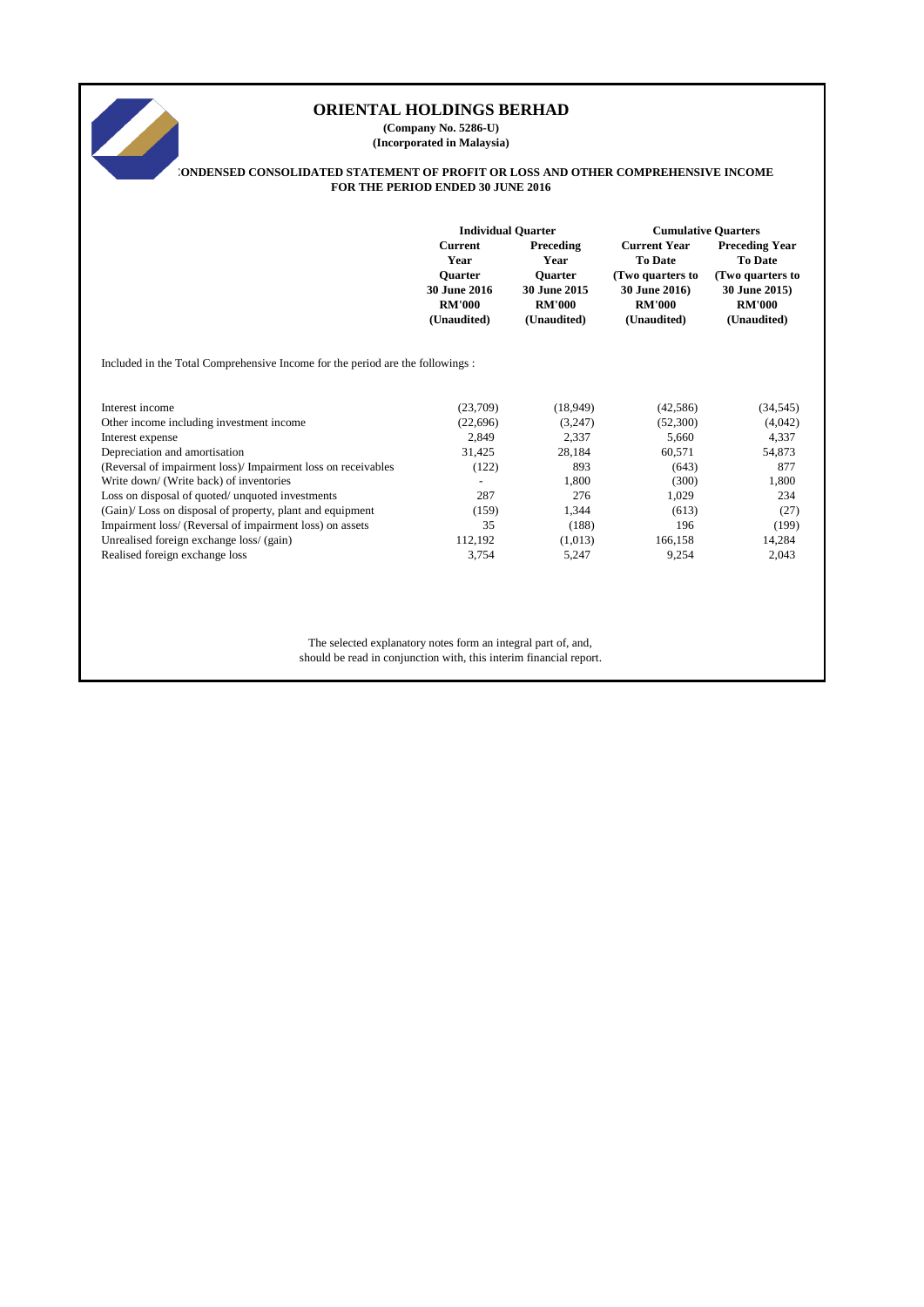# ORIENTAL HOLDINGS BERHAD

**(Company No. 5286-U)**
**(Incorporated in Malaysia)**

**CONDENSED CONSOLIDATED STATEMENT OF PROFIT OR LOSS AND OTHER COMPREHENSIVE INCOME FOR THE PERIOD ENDED 30 JUNE 2016**

| | Individual Quarter | | Cumulative Quarters | |
|---|---|---|---|---|
| | Current Year Quarter 30 June 2016 RM'000 (Unaudited) | Preceding Year Quarter 30 June 2015 RM'000 (Unaudited) | Current Year To Date (Two quarters to 30 June 2016) RM'000 (Unaudited) | Preceding Year To Date (Two quarters to 30 June 2015) RM'000 (Unaudited) |
| Included in the Total Comprehensive Income for the period are the followings : | | | | |
| Interest income | (23,709) | (18,949) | (42,586) | (34,545) |
| Other income including investment income | (22,696) | (3,247) | (52,300) | (4,042) |
| Interest expense | 2,849 | 2,337 | 5,660 | 4,337 |
| Depreciation and amortisation | 31,425 | 28,184 | 60,571 | 54,873 |
| (Reversal of impairment loss)/ Impairment loss on receivables | (122) | 893 | (643) | 877 |
| Write down/ (Write back) of inventories | - | 1,800 | (300) | 1,800 |
| Loss on disposal of quoted/ unquoted investments | 287 | 276 | 1,029 | 234 |
| (Gain)/ Loss on disposal of property, plant and equipment | (159) | 1,344 | (613) | (27) |
| Impairment loss/ (Reversal of impairment loss) on assets | 35 | (188) | 196 | (199) |
| Unrealised foreign exchange loss/ (gain) | 112,192 | (1,013) | 166,158 | 14,284 |
| Realised foreign exchange loss | 3,754 | 5,247 | 9,254 | 2,043 |

The selected explanatory notes form an integral part of, and, should be read in conjunction with, this interim financial report.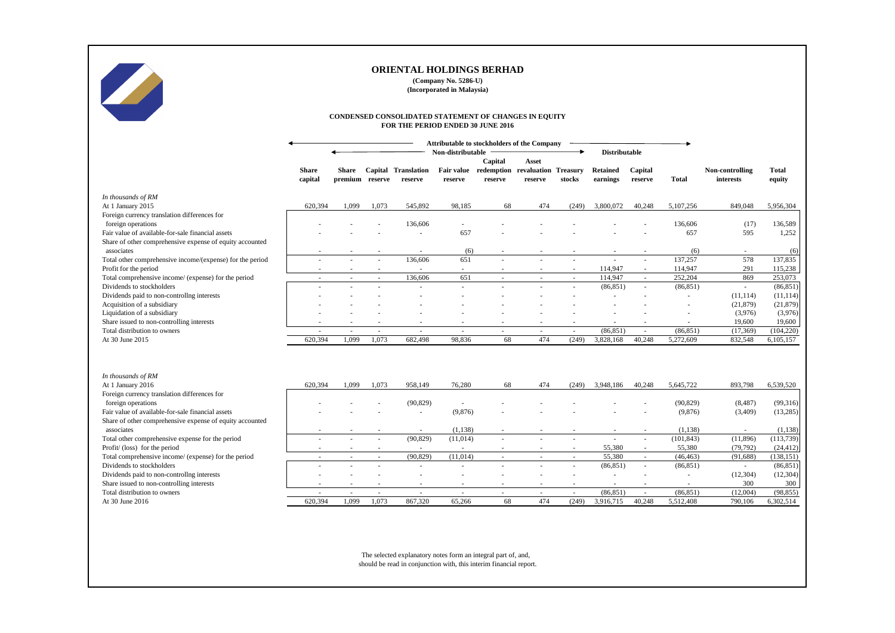# ORIENTAL HOLDINGS BERHAD

**(Company No. 5286-U)**
**(Incorporated in Malaysia)**

**CONDENSED CONSOLIDATED STATEMENT OF CHANGES IN EQUITY**
**FOR THE PERIOD ENDED 30 JUNE 2016**

| | Attributable to stockholders of the Company | | | | | | | | | | | | |
|---|---|---|---|---|---|---|---|---|---|---|---|---|---|
| | Non-distributable | | | | | | | | Distributable | | | | |
| | **Share capital** | **Share premium** | **Capital reserve** | **Translation reserve** | **Fair value reserve** | **Capital redemption reserve** | **Asset revaluation reserve** | **Treasury stocks** | **Retained earnings** | **Capital reserve** | **Total** | **Non-controlling interests** | **Total equity** |
| *In thousands of RM* | | | | | | | | | | | | | |
| At 1 January 2015 | 620,394 | 1,099 | 1,073 | 545,892 | 98,185 | 68 | 474 | (249) | 3,800,072 | 40,248 | 5,107,256 | 849,048 | 5,956,304 |
| Foreign currency translation differences for foreign operations | - | - | - | 136,606 | - | - | - | - | - | - | 136,606 | (17) | 136,589 |
| Fair value of available-for-sale financial assets | - | - | - | - | 657 | - | - | - | - | - | 657 | 595 | 1,252 |
| Share of other comprehensive expense of equity accounted associates | - | - | - | - | (6) | - | - | - | - | - | (6) | - | (6) |
| Total other comprehensive income/(expense) for the period | - | - | - | 136,606 | 651 | - | - | - | - | - | 137,257 | 578 | 137,835 |
| Profit for the period | - | - | - | - | - | - | - | - | 114,947 | - | 114,947 | 291 | 115,238 |
| Total comprehensive income/ (expense) for the period | - | - | - | 136,606 | 651 | - | - | - | 114,947 | - | 252,204 | 869 | 253,073 |
| Dividends to stockholders | - | - | - | - | - | - | - | - | (86,851) | - | (86,851) | - | (86,851) |
| Dividends paid to non-controllng interests | - | - | - | - | - | - | - | - | - | - | - | (11,114) | (11,114) |
| Acquisition of a subsidiary | - | - | - | - | - | - | - | - | - | - | - | (21,879) | (21,879) |
| Liquidation of a subsidiary | - | - | - | - | - | - | - | - | - | - | - | (3,976) | (3,976) |
| Share issued to non-controlling interests | - | - | - | - | - | - | - | - | - | - | - | 19,600 | 19,600 |
| Total distribution to owners | - | - | - | - | - | - | - | - | (86,851) | - | (86,851) | (17,369) | (104,220) |
| At 30 June 2015 | 620,394 | 1,099 | 1,073 | 682,498 | 98,836 | 68 | 474 | (249) | 3,828,168 | 40,248 | 5,272,609 | 832,548 | 6,105,157 |
| | | | | | | | | | | | | | |
| *In thousands of RM* | | | | | | | | | | | | | |
| At 1 January 2016 | 620,394 | 1,099 | 1,073 | 958,149 | 76,280 | 68 | 474 | (249) | 3,948,186 | 40,248 | 5,645,722 | 893,798 | 6,539,520 |
| Foreign currency translation differences for foreign operations | - | - | - | (90,829) | - | - | - | - | - | - | (90,829) | (8,487) | (99,316) |
| Fair value of available-for-sale financial assets | - | - | - | - | (9,876) | - | - | - | - | - | (9,876) | (3,409) | (13,285) |
| Share of other comprehensive expense of equity accounted associates | - | - | - | - | (1,138) | - | - | - | - | - | (1,138) | - | (1,138) |
| Total other comprehensive expense for the period | - | - | - | (90,829) | (11,014) | - | - | - | - | - | (101,843) | (11,896) | (113,739) |
| Profit/ (loss) for the period | - | - | - | - | - | - | - | - | 55,380 | - | 55,380 | (79,792) | (24,412) |
| Total comprehensive income/ (expense) for the period | - | - | - | (90,829) | (11,014) | - | - | - | 55,380 | - | (46,463) | (91,688) | (138,151) |
| Dividends to stockholders | - | - | - | - | - | - | - | - | (86,851) | - | (86,851) | - | (86,851) |
| Dividends paid to non-controllng interests | - | - | - | - | - | - | - | - | - | - | - | (12,304) | (12,304) |
| Share issued to non-controlling interests | - | - | - | - | - | - | - | - | - | - | - | 300 | 300 |
| Total distribution to owners | - | - | - | - | - | - | - | - | (86,851) | - | (86,851) | (12,004) | (98,855) |
| At 30 June 2016 | 620,394 | 1,099 | 1,073 | 867,320 | 65,266 | 68 | 474 | (249) | 3,916,715 | 40,248 | 5,512,408 | 790,106 | 6,302,514 |

The selected explanatory notes form an integral part of, and, should be read in conjunction with, this interim financial report.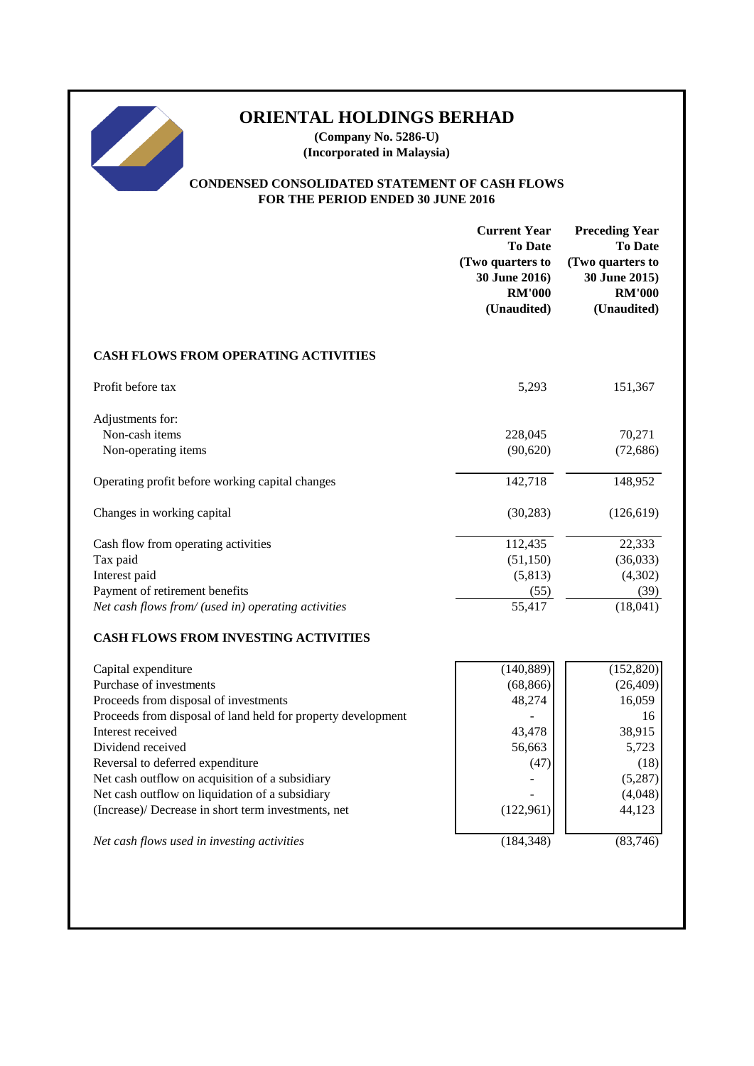# ORIENTAL HOLDINGS BERHAD

**(Company No. 5286-U)**
**(Incorporated in Malaysia)**

## CONDENSED CONSOLIDATED STATEMENT OF CASH FLOWS
## FOR THE PERIOD ENDED 30 JUNE 2016

| | Current Year To Date (Two quarters to 30 June 2016) RM'000 (Unaudited) | Preceding Year To Date (Two quarters to 30 June 2015) RM'000 (Unaudited) |
|---|---|---|
| **CASH FLOWS FROM OPERATING ACTIVITIES** | | |
| Profit before tax | 5,293 | 151,367 |
| Adjustments for: | | |
| Non-cash items | 228,045 | 70,271 |
| Non-operating items | (90,620) | (72,686) |
| Operating profit before working capital changes | 142,718 | 148,952 |
| Changes in working capital | (30,283) | (126,619) |
| Cash flow from operating activities | 112,435 | 22,333 |
| Tax paid | (51,150) | (36,033) |
| Interest paid | (5,813) | (4,302) |
| Payment of retirement benefits | (55) | (39) |
| *Net cash flows from/ (used in) operating activities* | 55,417 | (18,041) |
| **CASH FLOWS FROM INVESTING ACTIVITIES** | | |
| Capital expenditure | (140,889) | (152,820) |
| Purchase of investments | (68,866) | (26,409) |
| Proceeds from disposal of investments | 48,274 | 16,059 |
| Proceeds from disposal of land held for property development | - | 16 |
| Interest received | 43,478 | 38,915 |
| Dividend received | 56,663 | 5,723 |
| Reversal to deferred expenditure | (47) | (18) |
| Net cash outflow on acquisition of a subsidiary | - | (5,287) |
| Net cash outflow on liquidation of a subsidiary | - | (4,048) |
| (Increase)/ Decrease in short term investments, net | (122,961) | 44,123 |
| *Net cash flows used in investing activities* | (184,348) | (83,746) |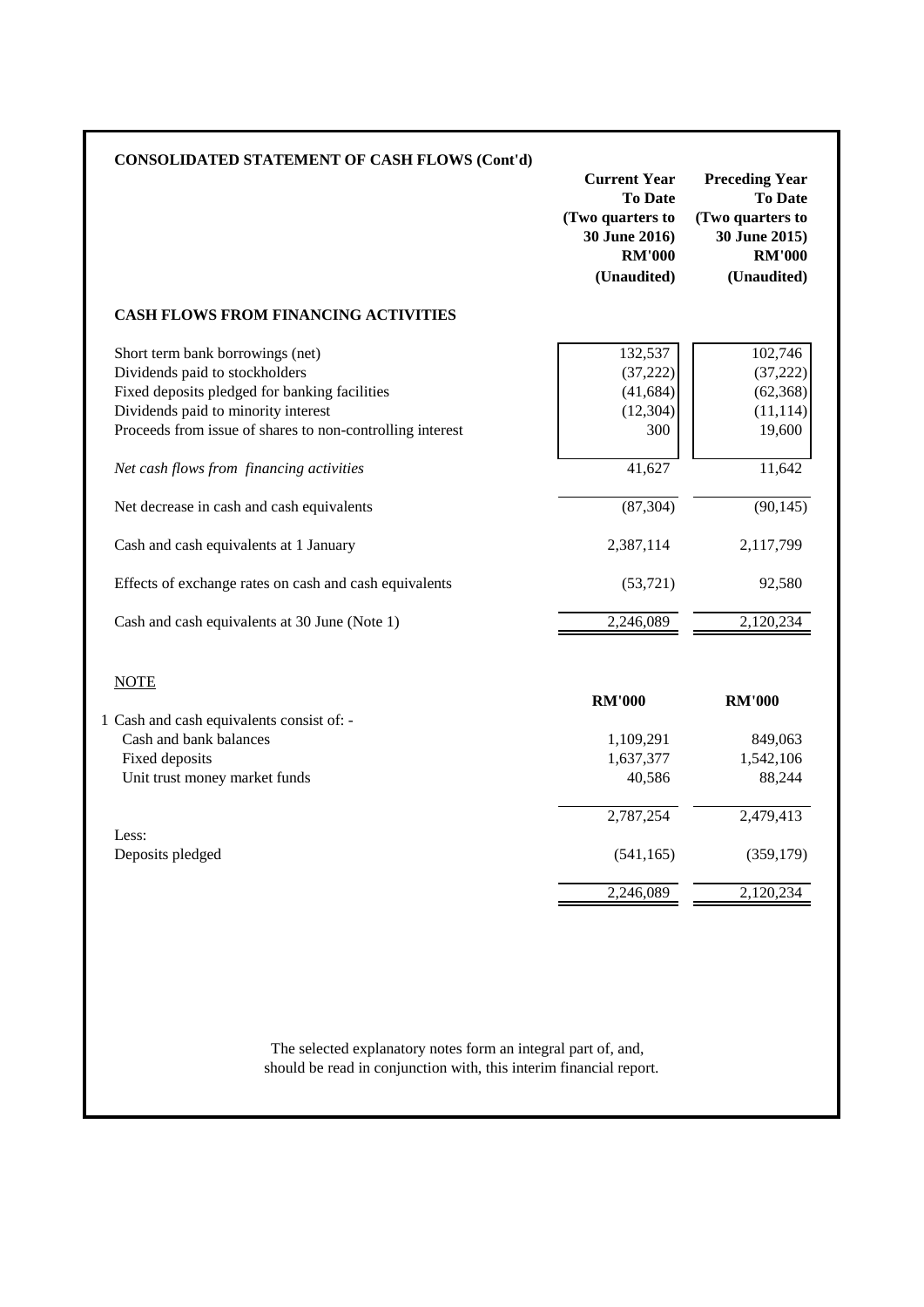## CONSOLIDATED STATEMENT OF CASH FLOWS (Cont'd)

| | Current Year To Date (Two quarters to 30 June 2016) RM'000 (Unaudited) | Preceding Year To Date (Two quarters to 30 June 2015) RM'000 (Unaudited) |
|---|---|---|
| **CASH FLOWS FROM FINANCING ACTIVITIES** | | |
| Short term bank borrowings (net) | 132,537 | 102,746 |
| Dividends paid to stockholders | (37,222) | (37,222) |
| Fixed deposits pledged for banking facilities | (41,684) | (62,368) |
| Dividends paid to minority interest | (12,304) | (11,114) |
| Proceeds from issue of shares to non-controlling interest | 300 | 19,600 |
| *Net cash flows from financing activities* | 41,627 | 11,642 |
| Net decrease in cash and cash equivalents | (87,304) | (90,145) |
| Cash and cash equivalents at 1 January | 2,387,114 | 2,117,799 |
| Effects of exchange rates on cash and cash equivalents | (53,721) | 92,580 |
| Cash and cash equivalents at 30 June (Note 1) | 2,246,089 | 2,120,234 |

<u>NOTE</u>

| | RM'000 | RM'000 |
|---|---|---|
| 1 Cash and cash equivalents consist of: - | | |
| Cash and bank balances | 1,109,291 | 849,063 |
| Fixed deposits | 1,637,377 | 1,542,106 |
| Unit trust money market funds | 40,586 | 88,244 |
| | 2,787,254 | 2,479,413 |
| Less: | | |
| Deposits pledged | (541,165) | (359,179) |
| | 2,246,089 | 2,120,234 |

The selected explanatory notes form an integral part of, and, should be read in conjunction with, this interim financial report.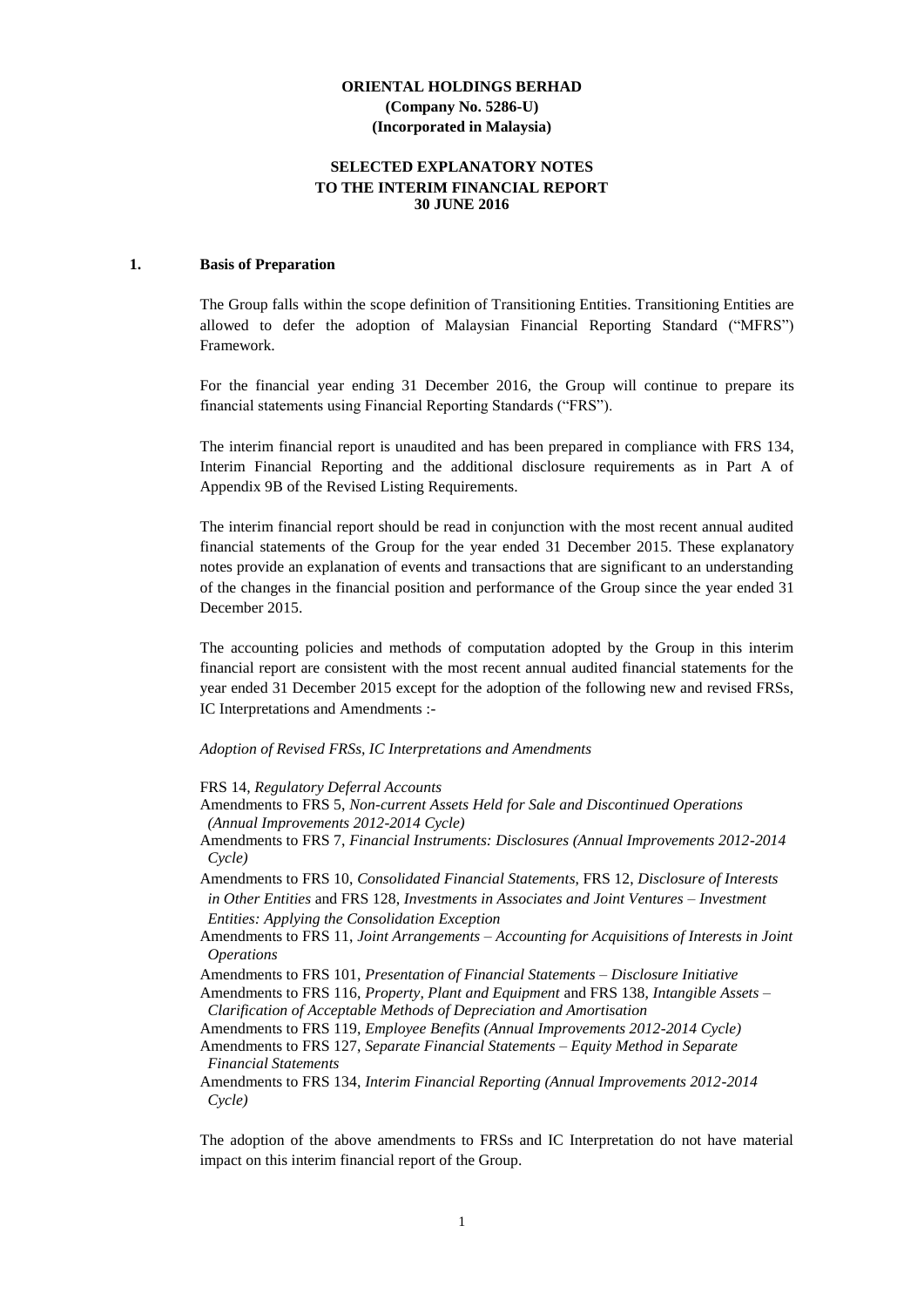**ORIENTAL HOLDINGS BERHAD**
**(Company No. 5286-U)**
**(Incorporated in Malaysia)**

**SELECTED EXPLANATORY NOTES**
**TO THE INTERIM FINANCIAL REPORT**
**30 JUNE 2016**

## 1. Basis of Preparation

The Group falls within the scope definition of Transitioning Entities. Transitioning Entities are allowed to defer the adoption of Malaysian Financial Reporting Standard ("MFRS") Framework.

For the financial year ending 31 December 2016, the Group will continue to prepare its financial statements using Financial Reporting Standards ("FRS").

The interim financial report is unaudited and has been prepared in compliance with FRS 134, Interim Financial Reporting and the additional disclosure requirements as in Part A of Appendix 9B of the Revised Listing Requirements.

The interim financial report should be read in conjunction with the most recent annual audited financial statements of the Group for the year ended 31 December 2015. These explanatory notes provide an explanation of events and transactions that are significant to an understanding of the changes in the financial position and performance of the Group since the year ended 31 December 2015.

The accounting policies and methods of computation adopted by the Group in this interim financial report are consistent with the most recent annual audited financial statements for the year ended 31 December 2015 except for the adoption of the following new and revised FRSs, IC Interpretations and Amendments :-

*Adoption of Revised FRSs, IC Interpretations and Amendments*

FRS 14, *Regulatory Deferral Accounts*
Amendments to FRS 5, *Non-current Assets Held for Sale and Discontinued Operations (Annual Improvements 2012-2014 Cycle)*
Amendments to FRS 7, *Financial Instruments: Disclosures (Annual Improvements 2012-2014 Cycle)*
Amendments to FRS 10, *Consolidated Financial Statements*, FRS 12, *Disclosure of Interests in Other Entities* and FRS 128, *Investments in Associates and Joint Ventures – Investment Entities: Applying the Consolidation Exception*
Amendments to FRS 11, *Joint Arrangements – Accounting for Acquisitions of Interests in Joint Operations*
Amendments to FRS 101, *Presentation of Financial Statements – Disclosure Initiative*
Amendments to FRS 116, *Property, Plant and Equipment* and FRS 138, *Intangible Assets – Clarification of Acceptable Methods of Depreciation and Amortisation*
Amendments to FRS 119, *Employee Benefits (Annual Improvements 2012-2014 Cycle)*
Amendments to FRS 127, *Separate Financial Statements – Equity Method in Separate Financial Statements*
Amendments to FRS 134, *Interim Financial Reporting (Annual Improvements 2012-2014 Cycle)*

The adoption of the above amendments to FRSs and IC Interpretation do not have material impact on this interim financial report of the Group.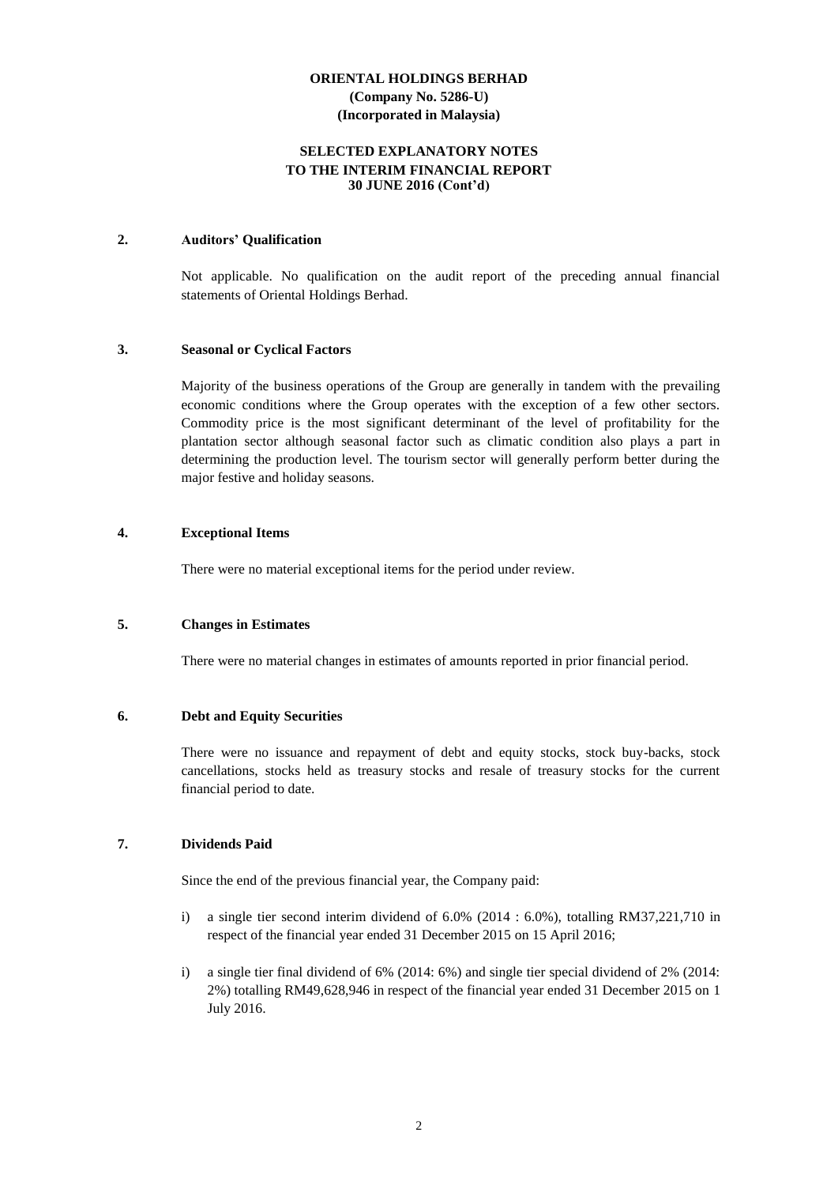**ORIENTAL HOLDINGS BERHAD**
**(Company No. 5286-U)**
**(Incorporated in Malaysia)**

**SELECTED EXPLANATORY NOTES**
**TO THE INTERIM FINANCIAL REPORT**
**30 JUNE 2016 (Cont'd)**

## 2. Auditors' Qualification

Not applicable. No qualification on the audit report of the preceding annual financial statements of Oriental Holdings Berhad.

## 3. Seasonal or Cyclical Factors

Majority of the business operations of the Group are generally in tandem with the prevailing economic conditions where the Group operates with the exception of a few other sectors. Commodity price is the most significant determinant of the level of profitability for the plantation sector although seasonal factor such as climatic condition also plays a part in determining the production level. The tourism sector will generally perform better during the major festive and holiday seasons.

## 4. Exceptional Items

There were no material exceptional items for the period under review.

## 5. Changes in Estimates

There were no material changes in estimates of amounts reported in prior financial period.

## 6. Debt and Equity Securities

There were no issuance and repayment of debt and equity stocks, stock buy-backs, stock cancellations, stocks held as treasury stocks and resale of treasury stocks for the current financial period to date.

## 7. Dividends Paid

Since the end of the previous financial year, the Company paid:

i) a single tier second interim dividend of 6.0% (2014 : 6.0%), totalling RM37,221,710 in respect of the financial year ended 31 December 2015 on 15 April 2016;

i) a single tier final dividend of 6% (2014: 6%) and single tier special dividend of 2% (2014: 2%) totalling RM49,628,946 in respect of the financial year ended 31 December 2015 on 1 July 2016.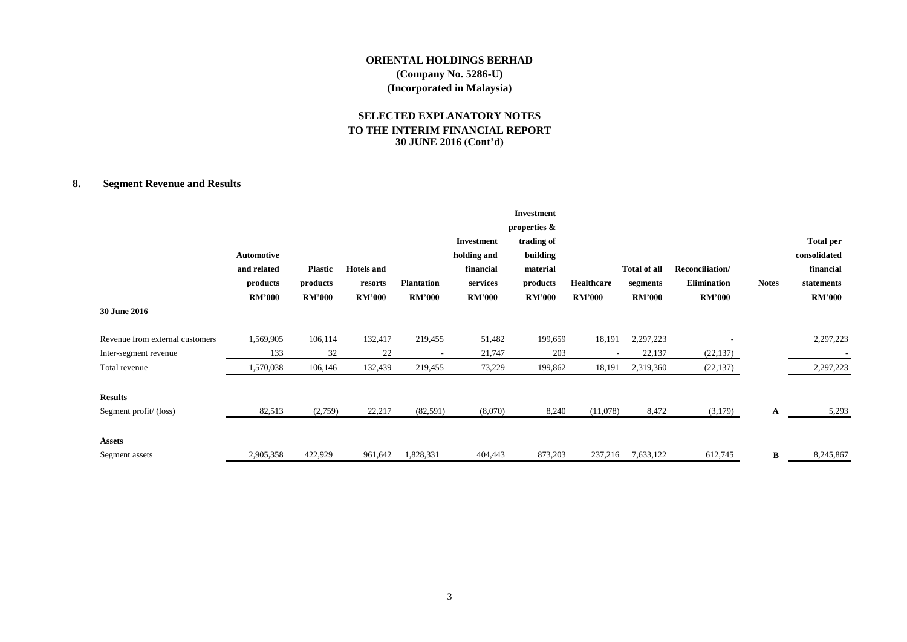# ORIENTAL HOLDINGS BERHAD
**(Company No. 5286-U)**
**(Incorporated in Malaysia)**

## SELECTED EXPLANATORY NOTES TO THE INTERIM FINANCIAL REPORT 30 JUNE 2016 (Cont'd)

### 8. Segment Revenue and Results

| | Automotive and related products RM'000 | Plastic products RM'000 | Hotels and resorts RM'000 | Plantation RM'000 | Investment holding and financial services RM'000 | Investment properties & trading of building material products RM'000 | Healthcare RM'000 | Total of all segments RM'000 | Reconciliation/ Elimination RM'000 | Notes | Total per consolidated financial statements RM'000 |
|---|---|---|---|---|---|---|---|---|---|---|---|
| **30 June 2016** | | | | | | | | | | | |
| Revenue from external customers | 1,569,905 | 106,114 | 132,417 | 219,455 | 51,482 | 199,659 | 18,191 | 2,297,223 | - | | 2,297,223 |
| Inter-segment revenue | 133 | 32 | 22 | - | 21,747 | 203 | - | 22,137 | (22,137) | | - |
| Total revenue | 1,570,038 | 106,146 | 132,439 | 219,455 | 73,229 | 199,862 | 18,191 | 2,319,360 | (22,137) | | 2,297,223 |
| **Results** | | | | | | | | | | | |
| Segment profit/ (loss) | 82,513 | (2,759) | 22,217 | (82,591) | (8,070) | 8,240 | (11,078) | 8,472 | (3,179) | A | 5,293 |
| **Assets** | | | | | | | | | | | |
| Segment assets | 2,905,358 | 422,929 | 961,642 | 1,828,331 | 404,443 | 873,203 | 237,216 | 7,633,122 | 612,745 | B | 8,245,867 |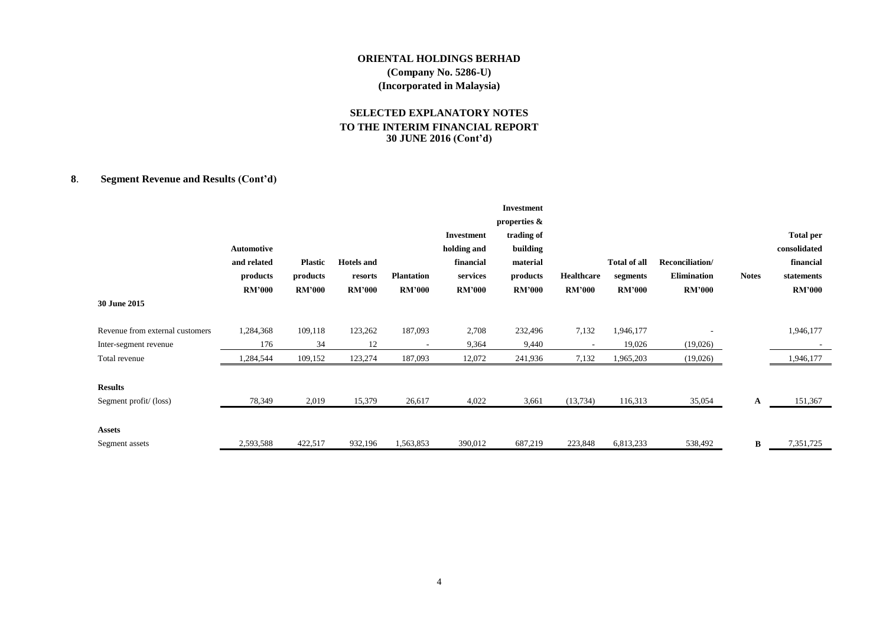# ORIENTAL HOLDINGS BERHAD
**(Company No. 5286-U)**
**(Incorporated in Malaysia)**

## SELECTED EXPLANATORY NOTES TO THE INTERIM FINANCIAL REPORT 30 JUNE 2016 (Cont'd)

### 8. Segment Revenue and Results (Cont'd)

| 30 June 2015 | Automotive and related products RM'000 | Plastic products RM'000 | Hotels and resorts RM'000 | Plantation RM'000 | Investment holding and financial services RM'000 | Investment properties & trading of building material products RM'000 | Healthcare RM'000 | Total of all segments RM'000 | Reconciliation/ Elimination RM'000 | Notes | Total per consolidated financial statements RM'000 |
|---|---|---|---|---|---|---|---|---|---|---|---|
| Revenue from external customers | 1,284,368 | 109,118 | 123,262 | 187,093 | 2,708 | 232,496 | 7,132 | 1,946,177 | - | | 1,946,177 |
| Inter-segment revenue | 176 | 34 | 12 | - | 9,364 | 9,440 | - | 19,026 | (19,026) | | - |
| Total revenue | 1,284,544 | 109,152 | 123,274 | 187,093 | 12,072 | 241,936 | 7,132 | 1,965,203 | (19,026) | | 1,946,177 |
| **Results** | | | | | | | | | | | |
| Segment profit/ (loss) | 78,349 | 2,019 | 15,379 | 26,617 | 4,022 | 3,661 | (13,734) | 116,313 | 35,054 | A | 151,367 |
| **Assets** | | | | | | | | | | | |
| Segment assets | 2,593,588 | 422,517 | 932,196 | 1,563,853 | 390,012 | 687,219 | 223,848 | 6,813,233 | 538,492 | B | 7,351,725 |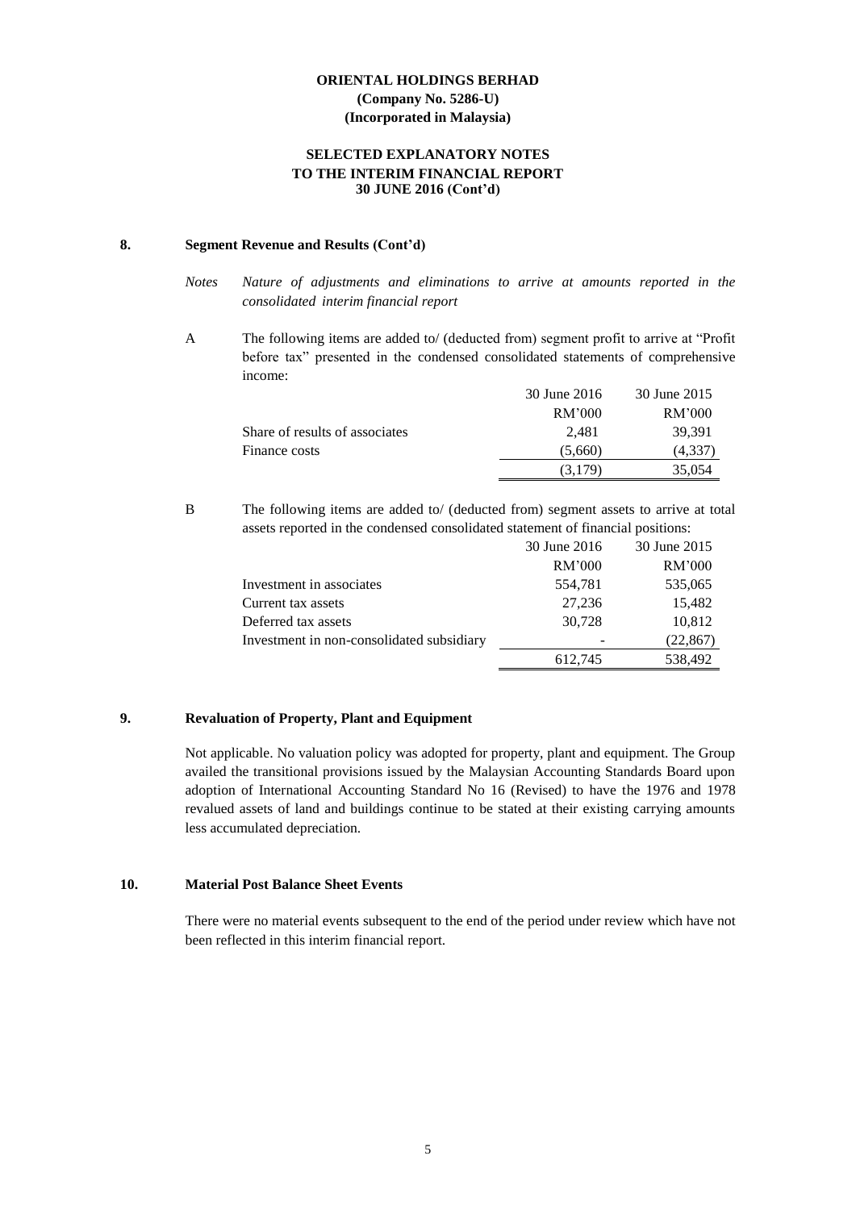**ORIENTAL HOLDINGS BERHAD**
**(Company No. 5286-U)**
**(Incorporated in Malaysia)**

**SELECTED EXPLANATORY NOTES**
**TO THE INTERIM FINANCIAL REPORT**
**30 JUNE 2016 (Cont'd)**

## 8. Segment Revenue and Results (Cont'd)

*Notes* *Nature of adjustments and eliminations to arrive at amounts reported in the consolidated interim financial report*

A The following items are added to/ (deducted from) segment profit to arrive at "Profit before tax" presented in the condensed consolidated statements of comprehensive income:

| | 30 June 2016 | 30 June 2015 |
|---|---|---|
| | RM'000 | RM'000 |
| Share of results of associates | 2,481 | 39,391 |
| Finance costs | (5,660) | (4,337) |
| | (3,179) | 35,054 |

B The following items are added to/ (deducted from) segment assets to arrive at total assets reported in the condensed consolidated statement of financial positions:

| | 30 June 2016 | 30 June 2015 |
|---|---|---|
| | RM'000 | RM'000 |
| Investment in associates | 554,781 | 535,065 |
| Current tax assets | 27,236 | 15,482 |
| Deferred tax assets | 30,728 | 10,812 |
| Investment in non-consolidated subsidiary | - | (22,867) |
| | 612,745 | 538,492 |

## 9. Revaluation of Property, Plant and Equipment

Not applicable. No valuation policy was adopted for property, plant and equipment. The Group availed the transitional provisions issued by the Malaysian Accounting Standards Board upon adoption of International Accounting Standard No 16 (Revised) to have the 1976 and 1978 revalued assets of land and buildings continue to be stated at their existing carrying amounts less accumulated depreciation.

## 10. Material Post Balance Sheet Events

There were no material events subsequent to the end of the period under review which have not been reflected in this interim financial report.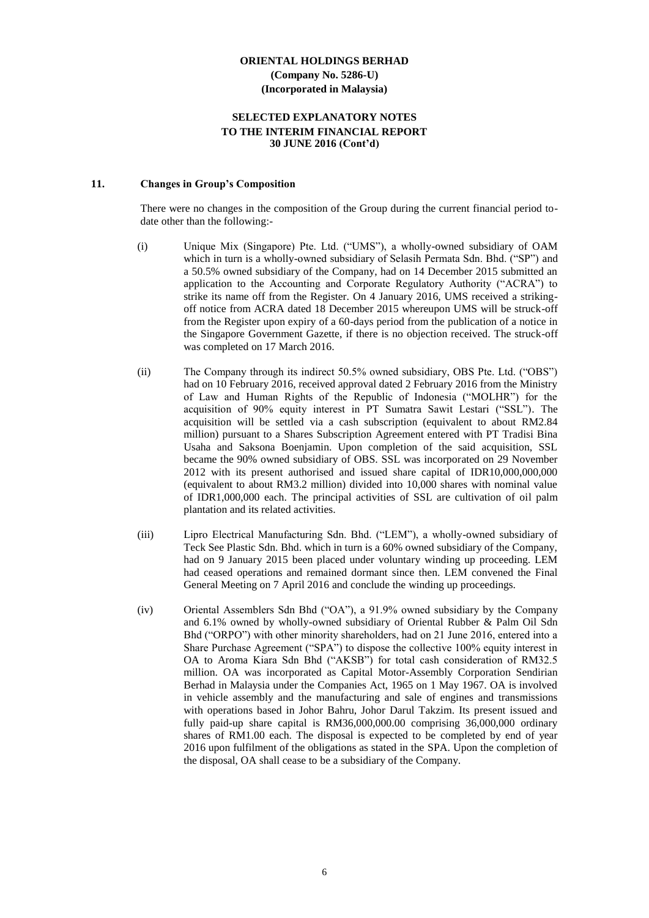**ORIENTAL HOLDINGS BERHAD**
**(Company No. 5286-U)**
**(Incorporated in Malaysia)**

**SELECTED EXPLANATORY NOTES TO THE INTERIM FINANCIAL REPORT 30 JUNE 2016 (Cont'd)**

## 11. Changes in Group's Composition

There were no changes in the composition of the Group during the current financial period to-date other than the following:-

(i) Unique Mix (Singapore) Pte. Ltd. ("UMS"), a wholly-owned subsidiary of OAM which in turn is a wholly-owned subsidiary of Selasih Permata Sdn. Bhd. ("SP") and a 50.5% owned subsidiary of the Company, had on 14 December 2015 submitted an application to the Accounting and Corporate Regulatory Authority ("ACRA") to strike its name off from the Register. On 4 January 2016, UMS received a striking-off notice from ACRA dated 18 December 2015 whereupon UMS will be struck-off from the Register upon expiry of a 60-days period from the publication of a notice in the Singapore Government Gazette, if there is no objection received. The struck-off was completed on 17 March 2016.

(ii) The Company through its indirect 50.5% owned subsidiary, OBS Pte. Ltd. ("OBS") had on 10 February 2016, received approval dated 2 February 2016 from the Ministry of Law and Human Rights of the Republic of Indonesia ("MOLHR") for the acquisition of 90% equity interest in PT Sumatra Sawit Lestari ("SSL"). The acquisition will be settled via a cash subscription (equivalent to about RM2.84 million) pursuant to a Shares Subscription Agreement entered with PT Tradisi Bina Usaha and Saksona Boenjamin. Upon completion of the said acquisition, SSL became the 90% owned subsidiary of OBS. SSL was incorporated on 29 November 2012 with its present authorised and issued share capital of IDR10,000,000,000 (equivalent to about RM3.2 million) divided into 10,000 shares with nominal value of IDR1,000,000 each. The principal activities of SSL are cultivation of oil palm plantation and its related activities.

(iii) Lipro Electrical Manufacturing Sdn. Bhd. ("LEM"), a wholly-owned subsidiary of Teck See Plastic Sdn. Bhd. which in turn is a 60% owned subsidiary of the Company, had on 9 January 2015 been placed under voluntary winding up proceeding. LEM had ceased operations and remained dormant since then. LEM convened the Final General Meeting on 7 April 2016 and conclude the winding up proceedings.

(iv) Oriental Assemblers Sdn Bhd ("OA"), a 91.9% owned subsidiary by the Company and 6.1% owned by wholly-owned subsidiary of Oriental Rubber & Palm Oil Sdn Bhd ("ORPO") with other minority shareholders, had on 21 June 2016, entered into a Share Purchase Agreement ("SPA") to dispose the collective 100% equity interest in OA to Aroma Kiara Sdn Bhd ("AKSB") for total cash consideration of RM32.5 million. OA was incorporated as Capital Motor-Assembly Corporation Sendirian Berhad in Malaysia under the Companies Act, 1965 on 1 May 1967. OA is involved in vehicle assembly and the manufacturing and sale of engines and transmissions with operations based in Johor Bahru, Johor Darul Takzim. Its present issued and fully paid-up share capital is RM36,000,000.00 comprising 36,000,000 ordinary shares of RM1.00 each. The disposal is expected to be completed by end of year 2016 upon fulfilment of the obligations as stated in the SPA. Upon the completion of the disposal, OA shall cease to be a subsidiary of the Company.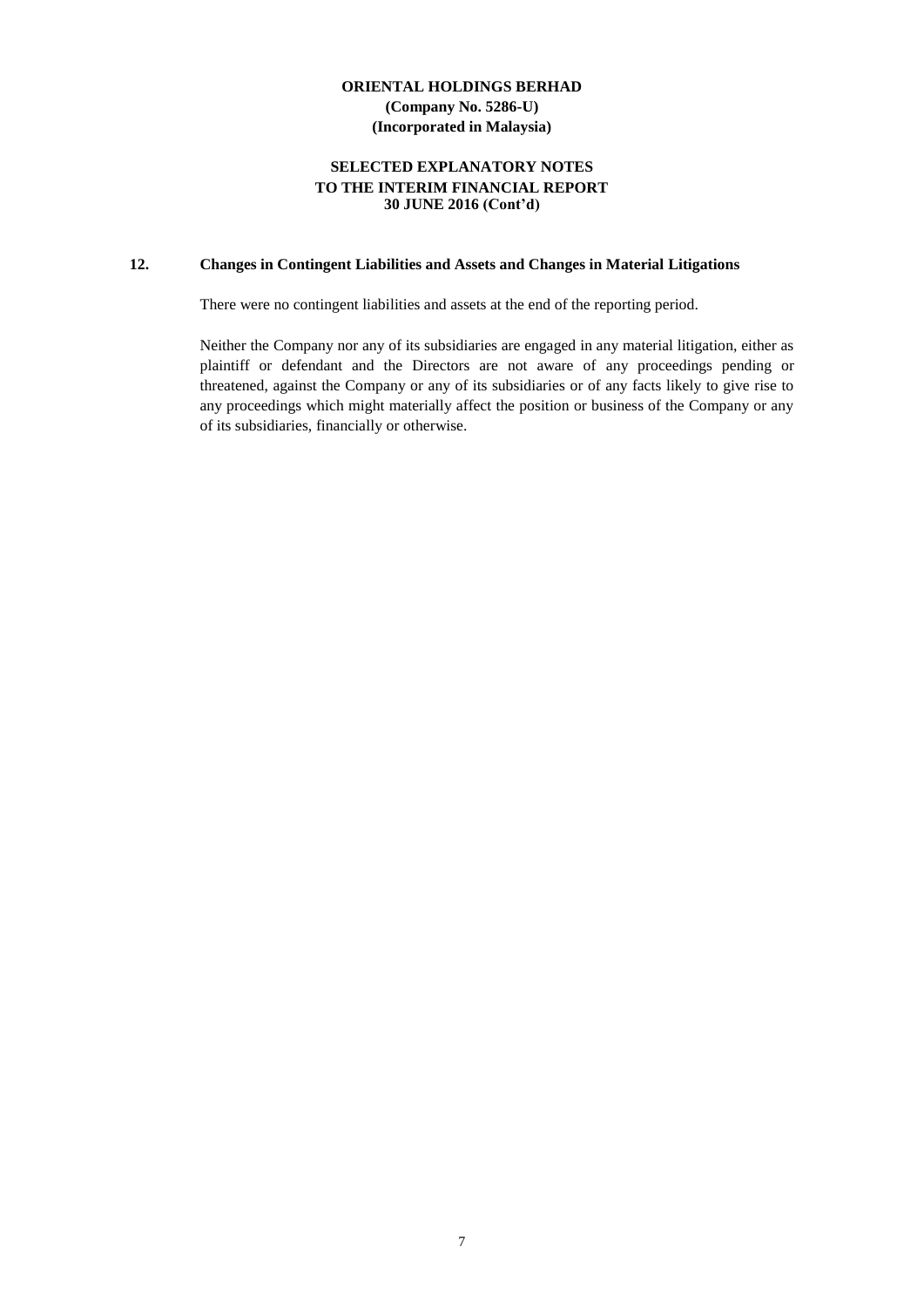## 12. Changes in Contingent Liabilities and Assets and Changes in Material Litigations

There were no contingent liabilities and assets at the end of the reporting period.

Neither the Company nor any of its subsidiaries are engaged in any material litigation, either as plaintiff or defendant and the Directors are not aware of any proceedings pending or threatened, against the Company or any of its subsidiaries or of any facts likely to give rise to any proceedings which might materially affect the position or business of the Company or any of its subsidiaries, financially or otherwise.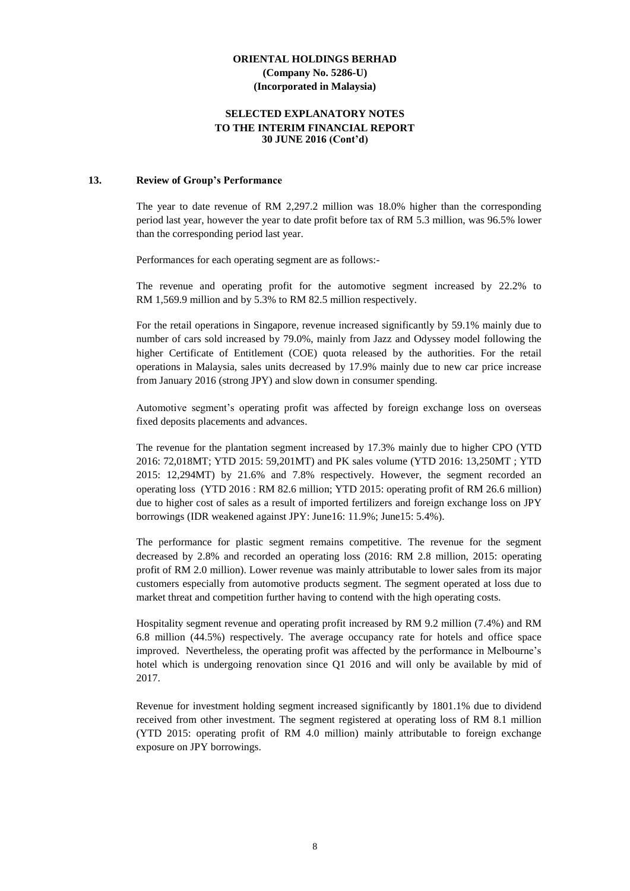**ORIENTAL HOLDINGS BERHAD**
**(Company No. 5286-U)**
**(Incorporated in Malaysia)**

**SELECTED EXPLANATORY NOTES**
**TO THE INTERIM FINANCIAL REPORT**
**30 JUNE 2016 (Cont'd)**

## 13. Review of Group's Performance

The year to date revenue of RM 2,297.2 million was 18.0% higher than the corresponding period last year, however the year to date profit before tax of RM 5.3 million, was 96.5% lower than the corresponding period last year.

Performances for each operating segment are as follows:-

The revenue and operating profit for the automotive segment increased by 22.2% to RM 1,569.9 million and by 5.3% to RM 82.5 million respectively.

For the retail operations in Singapore, revenue increased significantly by 59.1% mainly due to number of cars sold increased by 79.0%, mainly from Jazz and Odyssey model following the higher Certificate of Entitlement (COE) quota released by the authorities. For the retail operations in Malaysia, sales units decreased by 17.9% mainly due to new car price increase from January 2016 (strong JPY) and slow down in consumer spending.

Automotive segment's operating profit was affected by foreign exchange loss on overseas fixed deposits placements and advances.

The revenue for the plantation segment increased by 17.3% mainly due to higher CPO (YTD 2016: 72,018MT; YTD 2015: 59,201MT) and PK sales volume (YTD 2016: 13,250MT ; YTD 2015: 12,294MT) by 21.6% and 7.8% respectively. However, the segment recorded an operating loss (YTD 2016 : RM 82.6 million; YTD 2015: operating profit of RM 26.6 million) due to higher cost of sales as a result of imported fertilizers and foreign exchange loss on JPY borrowings (IDR weakened against JPY: June16: 11.9%; June15: 5.4%).

The performance for plastic segment remains competitive. The revenue for the segment decreased by 2.8% and recorded an operating loss (2016: RM 2.8 million, 2015: operating profit of RM 2.0 million). Lower revenue was mainly attributable to lower sales from its major customers especially from automotive products segment. The segment operated at loss due to market threat and competition further having to contend with the high operating costs.

Hospitality segment revenue and operating profit increased by RM 9.2 million (7.4%) and RM 6.8 million (44.5%) respectively. The average occupancy rate for hotels and office space improved. Nevertheless, the operating profit was affected by the performance in Melbourne's hotel which is undergoing renovation since Q1 2016 and will only be available by mid of 2017.

Revenue for investment holding segment increased significantly by 1801.1% due to dividend received from other investment. The segment registered at operating loss of RM 8.1 million (YTD 2015: operating profit of RM 4.0 million) mainly attributable to foreign exchange exposure on JPY borrowings.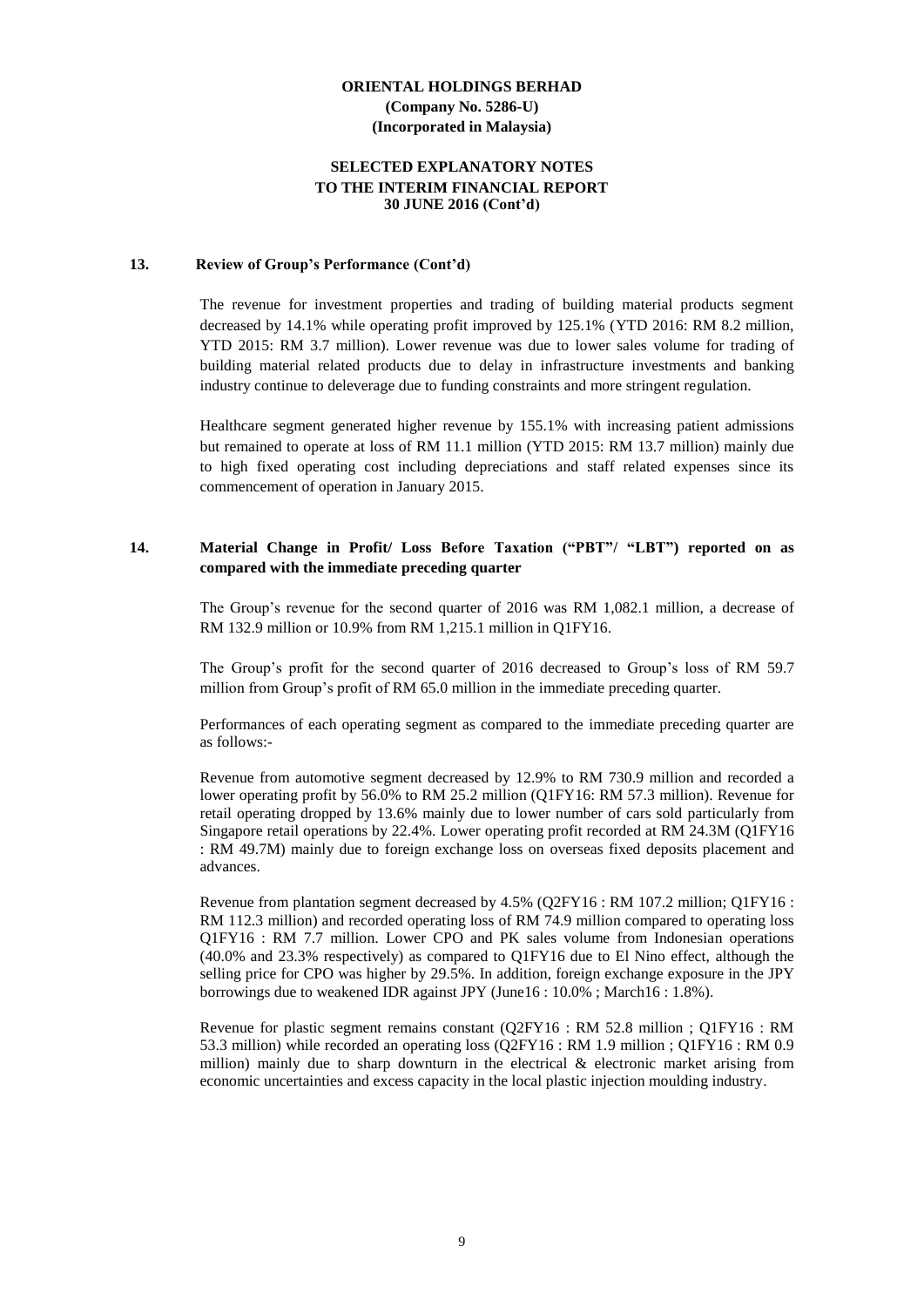**ORIENTAL HOLDINGS BERHAD**
**(Company No. 5286-U)**
**(Incorporated in Malaysia)**

**SELECTED EXPLANATORY NOTES**
**TO THE INTERIM FINANCIAL REPORT**
**30 JUNE 2016 (Cont'd)**

## 13. Review of Group's Performance (Cont'd)

The revenue for investment properties and trading of building material products segment decreased by 14.1% while operating profit improved by 125.1% (YTD 2016: RM 8.2 million, YTD 2015: RM 3.7 million). Lower revenue was due to lower sales volume for trading of building material related products due to delay in infrastructure investments and banking industry continue to deleverage due to funding constraints and more stringent regulation.

Healthcare segment generated higher revenue by 155.1% with increasing patient admissions but remained to operate at loss of RM 11.1 million (YTD 2015: RM 13.7 million) mainly due to high fixed operating cost including depreciations and staff related expenses since its commencement of operation in January 2015.

## 14. Material Change in Profit/ Loss Before Taxation ("PBT"/ "LBT") reported on as compared with the immediate preceding quarter

The Group's revenue for the second quarter of 2016 was RM 1,082.1 million, a decrease of RM 132.9 million or 10.9% from RM 1,215.1 million in Q1FY16.

The Group's profit for the second quarter of 2016 decreased to Group's loss of RM 59.7 million from Group's profit of RM 65.0 million in the immediate preceding quarter.

Performances of each operating segment as compared to the immediate preceding quarter are as follows:-

Revenue from automotive segment decreased by 12.9% to RM 730.9 million and recorded a lower operating profit by 56.0% to RM 25.2 million (Q1FY16: RM 57.3 million). Revenue for retail operating dropped by 13.6% mainly due to lower number of cars sold particularly from Singapore retail operations by 22.4%. Lower operating profit recorded at RM 24.3M (Q1FY16 : RM 49.7M) mainly due to foreign exchange loss on overseas fixed deposits placement and advances.

Revenue from plantation segment decreased by 4.5% (Q2FY16 : RM 107.2 million; Q1FY16 : RM 112.3 million) and recorded operating loss of RM 74.9 million compared to operating loss Q1FY16 : RM 7.7 million. Lower CPO and PK sales volume from Indonesian operations (40.0% and 23.3% respectively) as compared to Q1FY16 due to El Nino effect, although the selling price for CPO was higher by 29.5%. In addition, foreign exchange exposure in the JPY borrowings due to weakened IDR against JPY (June16 : 10.0% ; March16 : 1.8%).

Revenue for plastic segment remains constant (Q2FY16 : RM 52.8 million ; Q1FY16 : RM 53.3 million) while recorded an operating loss (Q2FY16 : RM 1.9 million ; Q1FY16 : RM 0.9 million) mainly due to sharp downturn in the electrical & electronic market arising from economic uncertainties and excess capacity in the local plastic injection moulding industry.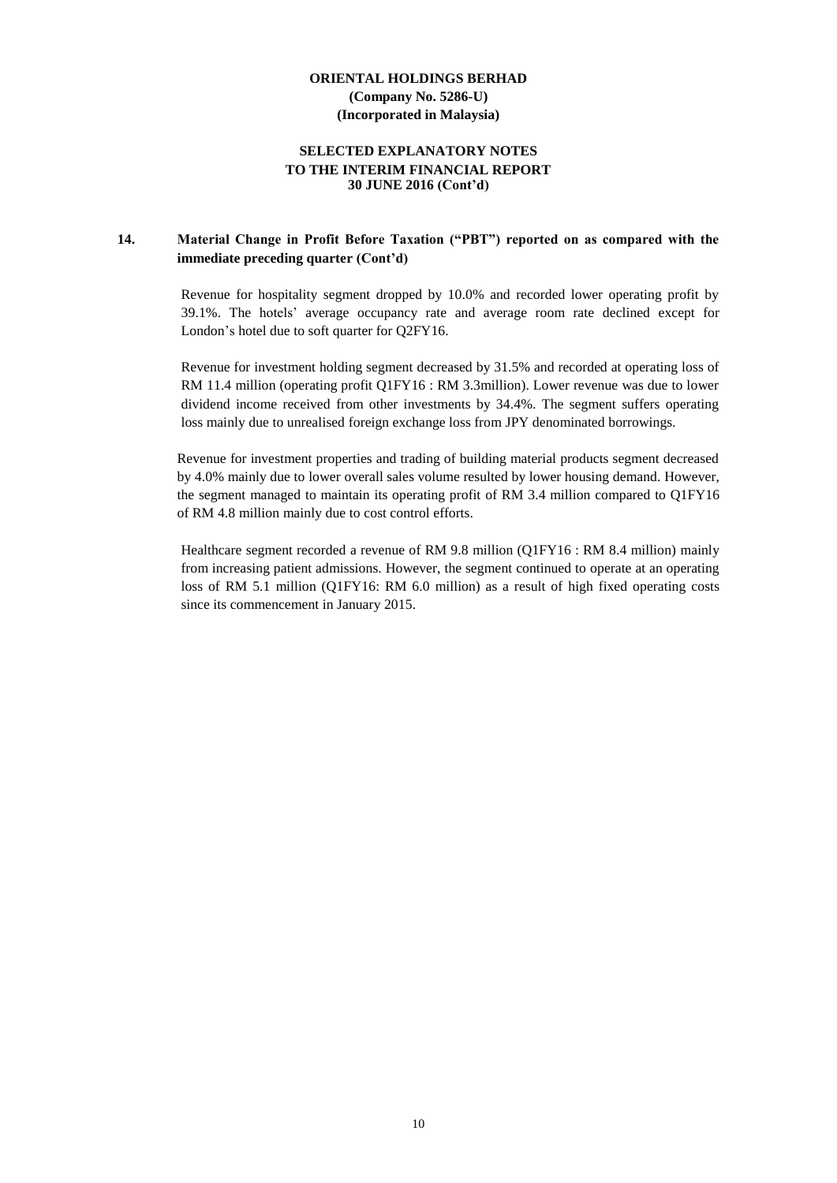**ORIENTAL HOLDINGS BERHAD**
**(Company No. 5286-U)**
**(Incorporated in Malaysia)**

**SELECTED EXPLANATORY NOTES**
**TO THE INTERIM FINANCIAL REPORT**
**30 JUNE 2016 (Cont'd)**

## 14. Material Change in Profit Before Taxation ("PBT") reported on as compared with the immediate preceding quarter (Cont'd)

Revenue for hospitality segment dropped by 10.0% and recorded lower operating profit by 39.1%. The hotels' average occupancy rate and average room rate declined except for London's hotel due to soft quarter for Q2FY16.

Revenue for investment holding segment decreased by 31.5% and recorded at operating loss of RM 11.4 million (operating profit Q1FY16 : RM 3.3million). Lower revenue was due to lower dividend income received from other investments by 34.4%. The segment suffers operating loss mainly due to unrealised foreign exchange loss from JPY denominated borrowings.

Revenue for investment properties and trading of building material products segment decreased by 4.0% mainly due to lower overall sales volume resulted by lower housing demand. However, the segment managed to maintain its operating profit of RM 3.4 million compared to Q1FY16 of RM 4.8 million mainly due to cost control efforts.

Healthcare segment recorded a revenue of RM 9.8 million (Q1FY16 : RM 8.4 million) mainly from increasing patient admissions. However, the segment continued to operate at an operating loss of RM 5.1 million (Q1FY16: RM 6.0 million) as a result of high fixed operating costs since its commencement in January 2015.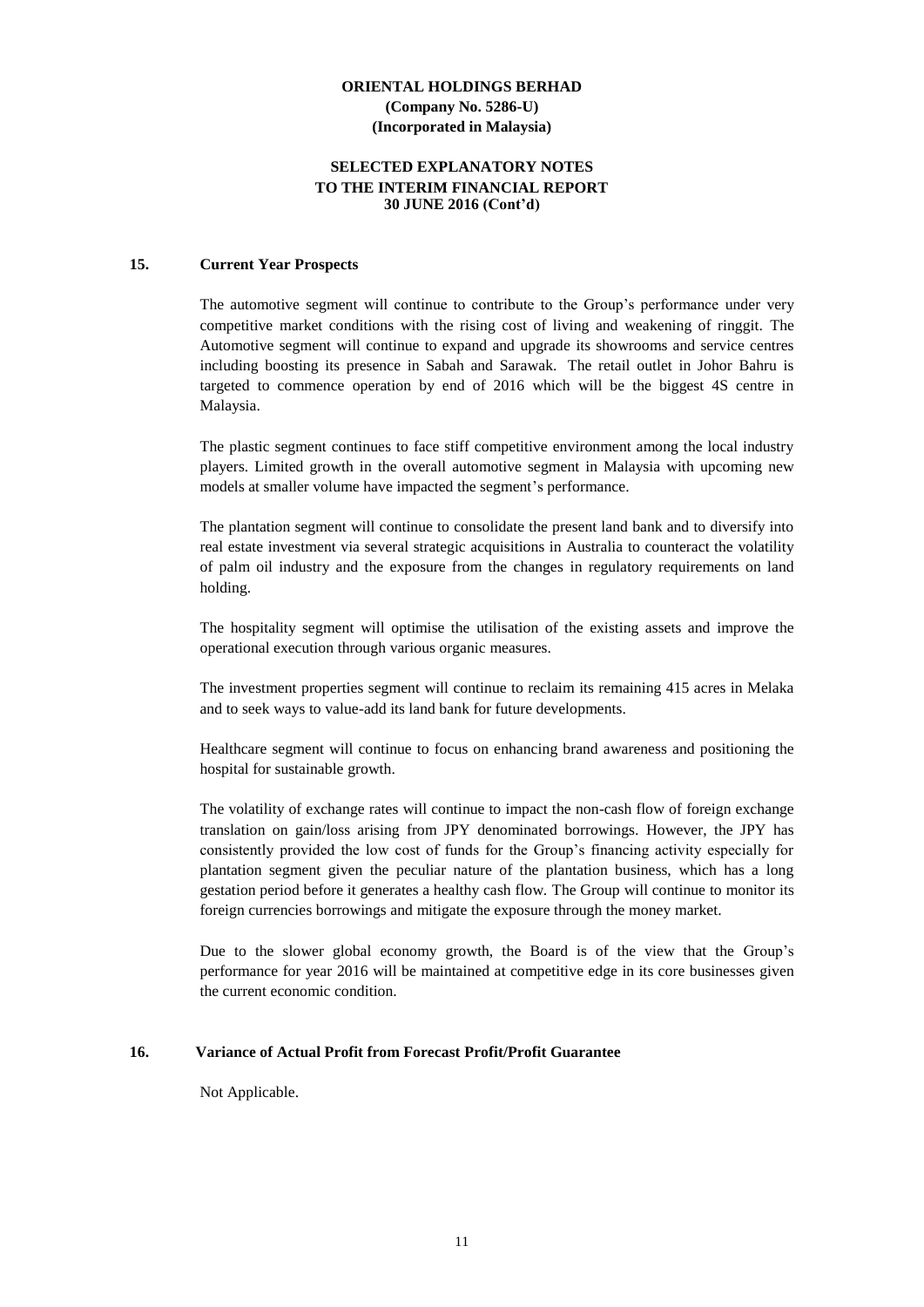## 15. Current Year Prospects

The automotive segment will continue to contribute to the Group's performance under very competitive market conditions with the rising cost of living and weakening of ringgit. The Automotive segment will continue to expand and upgrade its showrooms and service centres including boosting its presence in Sabah and Sarawak. The retail outlet in Johor Bahru is targeted to commence operation by end of 2016 which will be the biggest 4S centre in Malaysia.

The plastic segment continues to face stiff competitive environment among the local industry players. Limited growth in the overall automotive segment in Malaysia with upcoming new models at smaller volume have impacted the segment's performance.

The plantation segment will continue to consolidate the present land bank and to diversify into real estate investment via several strategic acquisitions in Australia to counteract the volatility of palm oil industry and the exposure from the changes in regulatory requirements on land holding.

The hospitality segment will optimise the utilisation of the existing assets and improve the operational execution through various organic measures.

The investment properties segment will continue to reclaim its remaining 415 acres in Melaka and to seek ways to value-add its land bank for future developments.

Healthcare segment will continue to focus on enhancing brand awareness and positioning the hospital for sustainable growth.

The volatility of exchange rates will continue to impact the non-cash flow of foreign exchange translation on gain/loss arising from JPY denominated borrowings. However, the JPY has consistently provided the low cost of funds for the Group's financing activity especially for plantation segment given the peculiar nature of the plantation business, which has a long gestation period before it generates a healthy cash flow. The Group will continue to monitor its foreign currencies borrowings and mitigate the exposure through the money market.

Due to the slower global economy growth, the Board is of the view that the Group's performance for year 2016 will be maintained at competitive edge in its core businesses given the current economic condition.

## 16. Variance of Actual Profit from Forecast Profit/Profit Guarantee

Not Applicable.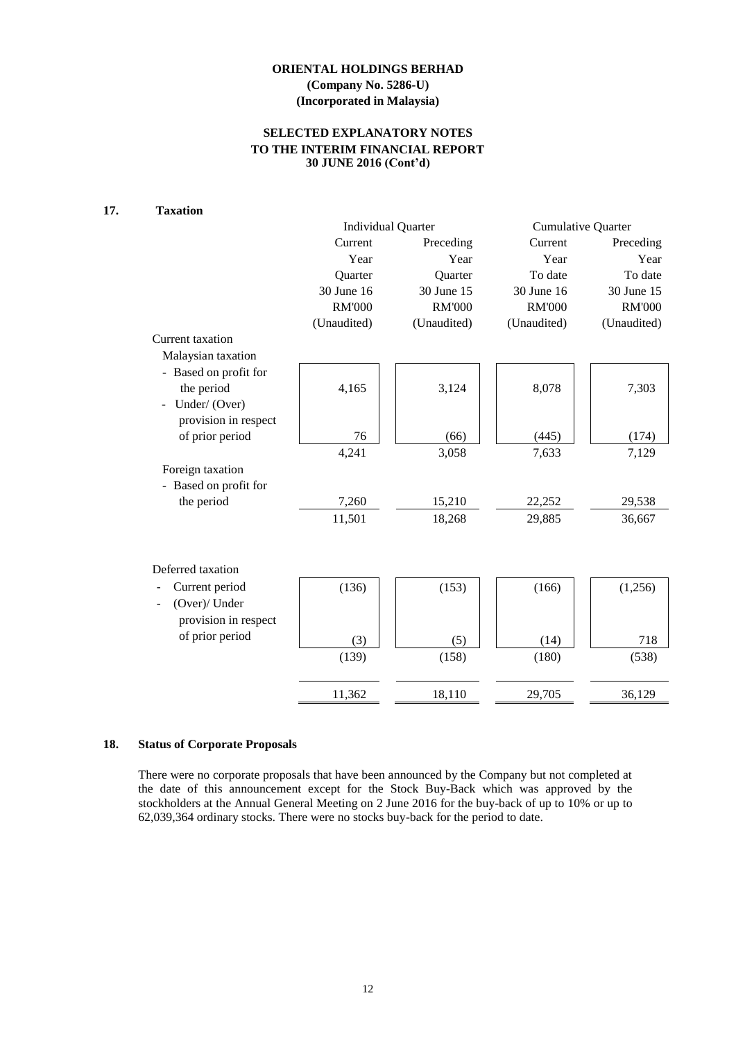**ORIENTAL HOLDINGS BERHAD**
**(Company No. 5286-U)**
**(Incorporated in Malaysia)**

**SELECTED EXPLANATORY NOTES**
**TO THE INTERIM FINANCIAL REPORT**
**30 JUNE 2016 (Cont'd)**

**17. Taxation**

| | Individual Quarter | | Cumulative Quarter | |
|---|---|---|---|---|
| | Current Year Quarter 30 June 16 RM'000 (Unaudited) | Preceding Year Quarter 30 June 15 RM'000 (Unaudited) | Current Year To date 30 June 16 RM'000 (Unaudited) | Preceding Year To date 30 June 15 RM'000 (Unaudited) |
| Current taxation | | | | |
| Malaysian taxation | | | | |
| - Based on profit for the period | 4,165 | 3,124 | 8,078 | 7,303 |
| - Under/ (Over) provision in respect of prior period | 76 | (66) | (445) | (174) |
| | 4,241 | 3,058 | 7,633 | 7,129 |
| Foreign taxation | | | | |
| - Based on profit for the period | 7,260 | 15,210 | 22,252 | 29,538 |
| | 11,501 | 18,268 | 29,885 | 36,667 |
| Deferred taxation | | | | |
| - Current period | (136) | (153) | (166) | (1,256) |
| - (Over)/ Under provision in respect of prior period | (3) | (5) | (14) | 718 |
| | (139) | (158) | (180) | (538) |
| | 11,362 | 18,110 | 29,705 | 36,129 |

**18. Status of Corporate Proposals**

There were no corporate proposals that have been announced by the Company but not completed at the date of this announcement except for the Stock Buy-Back which was approved by the stockholders at the Annual General Meeting on 2 June 2016 for the buy-back of up to 10% or up to 62,039,364 ordinary stocks. There were no stocks buy-back for the period to date.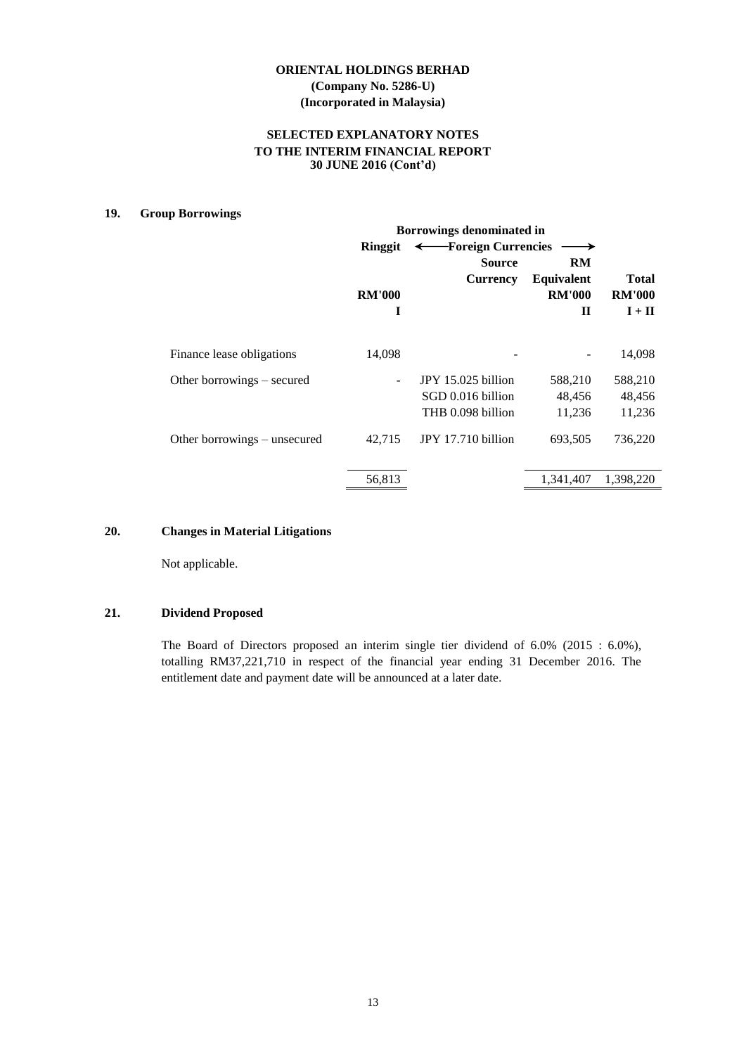**ORIENTAL HOLDINGS BERHAD**
**(Company No. 5286-U)**
**(Incorporated in Malaysia)**

**SELECTED EXPLANATORY NOTES**
**TO THE INTERIM FINANCIAL REPORT**
**30 JUNE 2016 (Cont'd)**

## 19. Group Borrowings

| | Borrowings denominated in | | | |
|---|---|---|---|---|
| | Ringgit | ←Foreign Currencies | → | |
| | | Source Currency | RM Equivalent | Total |
| | RM'000 | | RM'000 | RM'000 |
| | I | | II | I + II |
| Finance lease obligations | 14,098 | - | - | 14,098 |
| Other borrowings – secured | - | JPY 15.025 billion | 588,210 | 588,210 |
| | | SGD 0.016 billion | 48,456 | 48,456 |
| | | THB 0.098 billion | 11,236 | 11,236 |
| Other borrowings – unsecured | 42,715 | JPY 17.710 billion | 693,505 | 736,220 |
| | 56,813 | | 1,341,407 | 1,398,220 |

## 20. Changes in Material Litigations

Not applicable.

## 21. Dividend Proposed

The Board of Directors proposed an interim single tier dividend of 6.0% (2015 : 6.0%), totalling RM37,221,710 in respect of the financial year ending 31 December 2016. The entitlement date and payment date will be announced at a later date.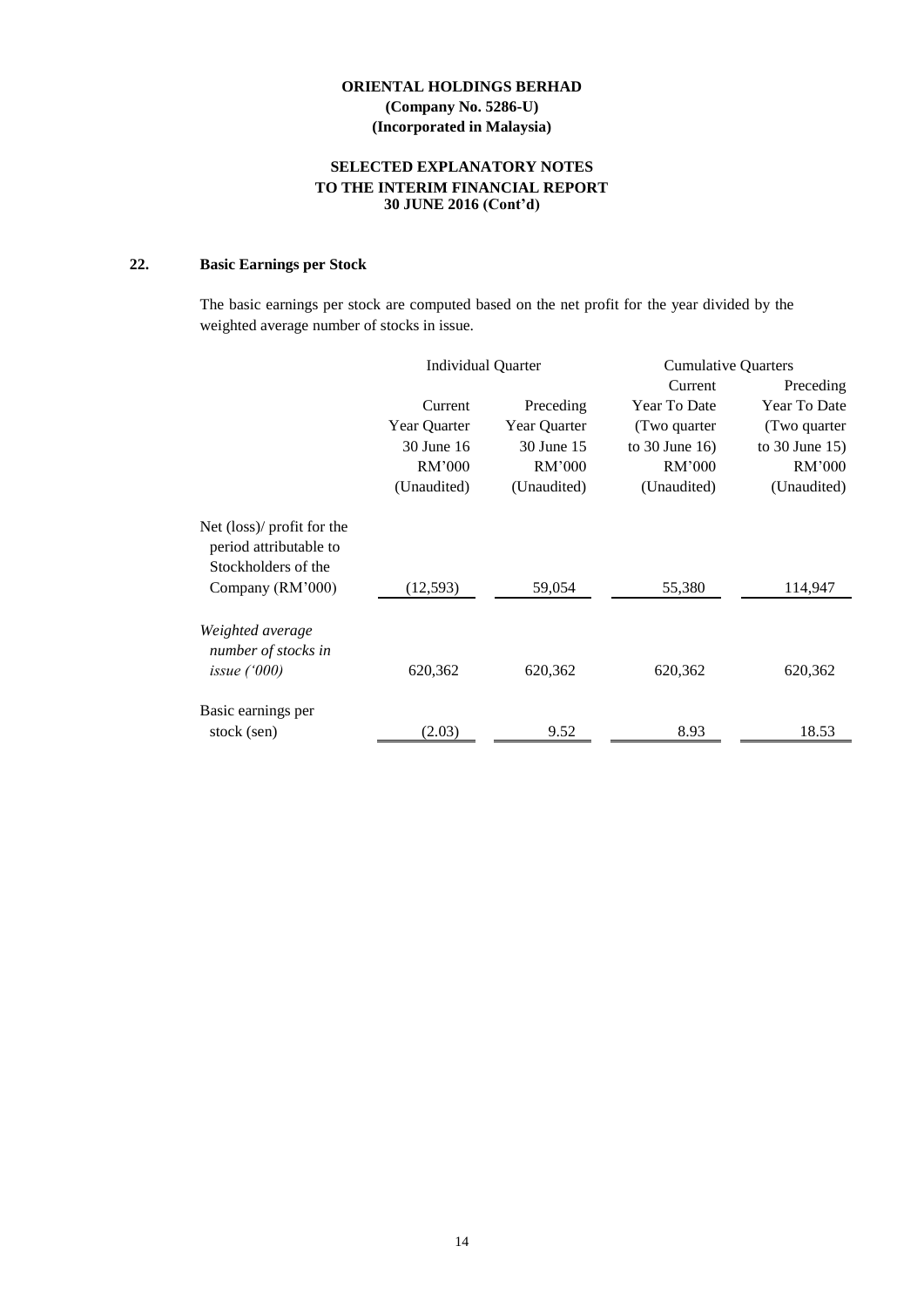**ORIENTAL HOLDINGS BERHAD**
**(Company No. 5286-U)**
**(Incorporated in Malaysia)**

**SELECTED EXPLANATORY NOTES**
**TO THE INTERIM FINANCIAL REPORT**
**30 JUNE 2016 (Cont'd)**

## 22. Basic Earnings per Stock

The basic earnings per stock are computed based on the net profit for the year divided by the weighted average number of stocks in issue.

| | Individual Quarter | | Cumulative Quarters | |
|---|---|---|---|---|
| | Current Year Quarter 30 June 16 RM'000 (Unaudited) | Preceding Year Quarter 30 June 15 RM'000 (Unaudited) | Current Year To Date (Two quarter to 30 June 16) RM'000 (Unaudited) | Preceding Year To Date (Two quarter to 30 June 15) RM'000 (Unaudited) |
| Net (loss)/ profit for the period attributable to Stockholders of the Company (RM'000) | (12,593) | 59,054 | 55,380 | 114,947 |
| *Weighted average number of stocks in issue ('000)* | 620,362 | 620,362 | 620,362 | 620,362 |
| Basic earnings per stock (sen) | (2.03) | 9.52 | 8.93 | 18.53 |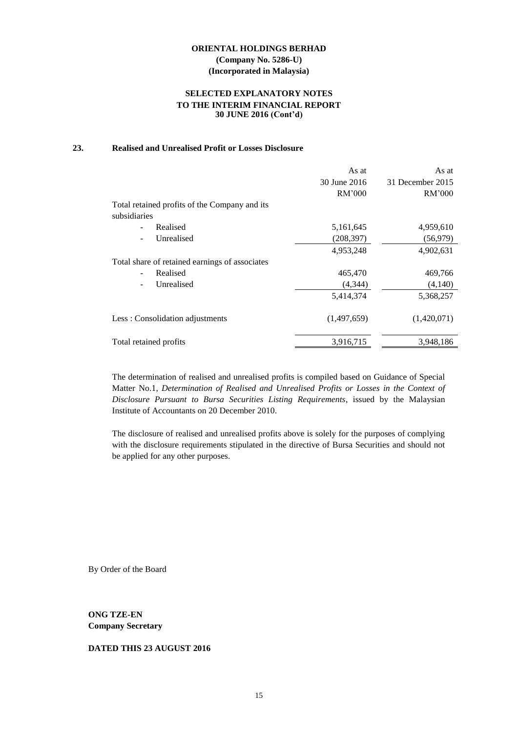**ORIENTAL HOLDINGS BERHAD**
**(Company No. 5286-U)**
**(Incorporated in Malaysia)**

**SELECTED EXPLANATORY NOTES**
**TO THE INTERIM FINANCIAL REPORT**
**30 JUNE 2016 (Cont'd)**

## 23. Realised and Unrealised Profit or Losses Disclosure

| | As at 30 June 2016 RM'000 | As at 31 December 2015 RM'000 |
|---|---|---|
| Total retained profits of the Company and its subsidiaries | | |
| - Realised | 5,161,645 | 4,959,610 |
| - Unrealised | (208,397) | (56,979) |
| | 4,953,248 | 4,902,631 |
| Total share of retained earnings of associates | | |
| - Realised | 465,470 | 469,766 |
| - Unrealised | (4,344) | (4,140) |
| | 5,414,374 | 5,368,257 |
| Less : Consolidation adjustments | (1,497,659) | (1,420,071) |
| Total retained profits | 3,916,715 | 3,948,186 |

The determination of realised and unrealised profits is compiled based on Guidance of Special Matter No.1, *Determination of Realised and Unrealised Profits or Losses in the Context of Disclosure Pursuant to Bursa Securities Listing Requirements*, issued by the Malaysian Institute of Accountants on 20 December 2010.

The disclosure of realised and unrealised profits above is solely for the purposes of complying with the disclosure requirements stipulated in the directive of Bursa Securities and should not be applied for any other purposes.

By Order of the Board

**ONG TZE-EN**
**Company Secretary**

**DATED THIS 23 AUGUST 2016**